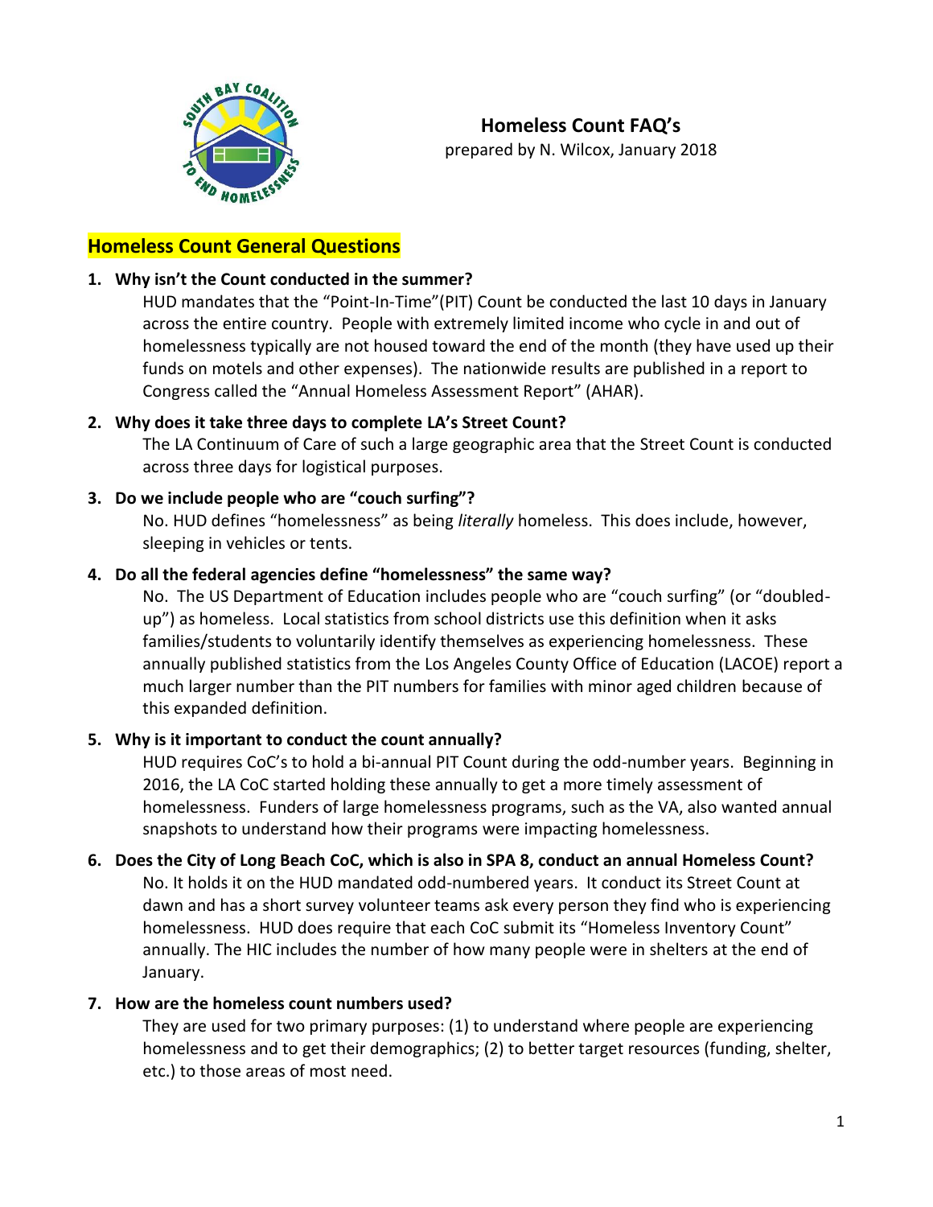# Homeless Count FAQ's

prepared by N. Wilcox, January 2018

## Homeless Count General Questions

1. **Why isn't the Count conducted in the summer?**

   HUD mandates that the "Point-In-Time"(PIT) Count be conducted the last 10 days in January across the entire country. People with extremely limited income who cycle in and out of homelessness typically are not housed toward the end of the month (they have used up their funds on motels and other expenses). The nationwide results are published in a report to Congress called the "Annual Homeless Assessment Report" (AHAR).

2. **Why does it take three days to complete LA's Street Count?**

   The LA Continuum of Care of such a large geographic area that the Street Count is conducted across three days for logistical purposes.

3. **Do we include people who are "couch surfing"?**

   No. HUD defines "homelessness" as being *literally* homeless. This does include, however, sleeping in vehicles or tents.

4. **Do all the federal agencies define "homelessness" the same way?**

   No. The US Department of Education includes people who are "couch surfing" (or "doubled-up") as homeless. Local statistics from school districts use this definition when it asks families/students to voluntarily identify themselves as experiencing homelessness. These annually published statistics from the Los Angeles County Office of Education (LACOE) report a much larger number than the PIT numbers for families with minor aged children because of this expanded definition.

5. **Why is it important to conduct the count annually?**

   HUD requires CoC's to hold a bi-annual PIT Count during the odd-number years. Beginning in 2016, the LA CoC started holding these annually to get a more timely assessment of homelessness. Funders of large homelessness programs, such as the VA, also wanted annual snapshots to understand how their programs were impacting homelessness.

6. **Does the City of Long Beach CoC, which is also in SPA 8, conduct an annual Homeless Count?**

   No. It holds it on the HUD mandated odd-numbered years. It conduct its Street Count at dawn and has a short survey volunteer teams ask every person they find who is experiencing homelessness. HUD does require that each CoC submit its "Homeless Inventory Count" annually. The HIC includes the number of how many people were in shelters at the end of January.

7. **How are the homeless count numbers used?**

   They are used for two primary purposes: (1) to understand where people are experiencing homelessness and to get their demographics; (2) to better target resources (funding, shelter, etc.) to those areas of most need.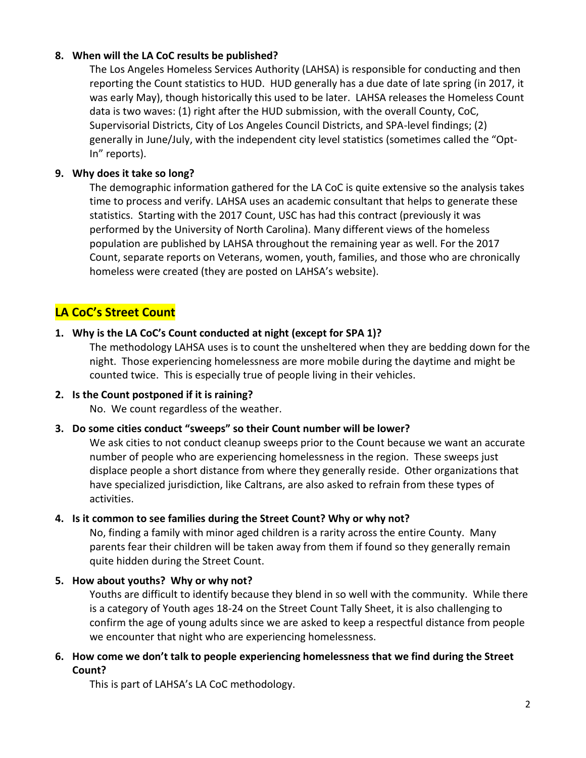**8. When will the LA CoC results be published?**

The Los Angeles Homeless Services Authority (LAHSA) is responsible for conducting and then reporting the Count statistics to HUD. HUD generally has a due date of late spring (in 2017, it was early May), though historically this used to be later. LAHSA releases the Homeless Count data is two waves: (1) right after the HUD submission, with the overall County, CoC, Supervisorial Districts, City of Los Angeles Council Districts, and SPA-level findings; (2) generally in June/July, with the independent city level statistics (sometimes called the "Opt-In" reports).

**9. Why does it take so long?**

The demographic information gathered for the LA CoC is quite extensive so the analysis takes time to process and verify. LAHSA uses an academic consultant that helps to generate these statistics. Starting with the 2017 Count, USC has had this contract (previously it was performed by the University of North Carolina). Many different views of the homeless population are published by LAHSA throughout the remaining year as well. For the 2017 Count, separate reports on Veterans, women, youth, families, and those who are chronically homeless were created (they are posted on LAHSA's website).

## LA CoC's Street Count

**1. Why is the LA CoC's Count conducted at night (except for SPA 1)?**

The methodology LAHSA uses is to count the unsheltered when they are bedding down for the night. Those experiencing homelessness are more mobile during the daytime and might be counted twice. This is especially true of people living in their vehicles.

**2. Is the Count postponed if it is raining?**

No. We count regardless of the weather.

**3. Do some cities conduct "sweeps" so their Count number will be lower?**

We ask cities to not conduct cleanup sweeps prior to the Count because we want an accurate number of people who are experiencing homelessness in the region. These sweeps just displace people a short distance from where they generally reside. Other organizations that have specialized jurisdiction, like Caltrans, are also asked to refrain from these types of activities.

**4. Is it common to see families during the Street Count? Why or why not?**

No, finding a family with minor aged children is a rarity across the entire County. Many parents fear their children will be taken away from them if found so they generally remain quite hidden during the Street Count.

**5. How about youths? Why or why not?**

Youths are difficult to identify because they blend in so well with the community. While there is a category of Youth ages 18-24 on the Street Count Tally Sheet, it is also challenging to confirm the age of young adults since we are asked to keep a respectful distance from people we encounter that night who are experiencing homelessness.

**6. How come we don't talk to people experiencing homelessness that we find during the Street Count?**

This is part of LAHSA's LA CoC methodology.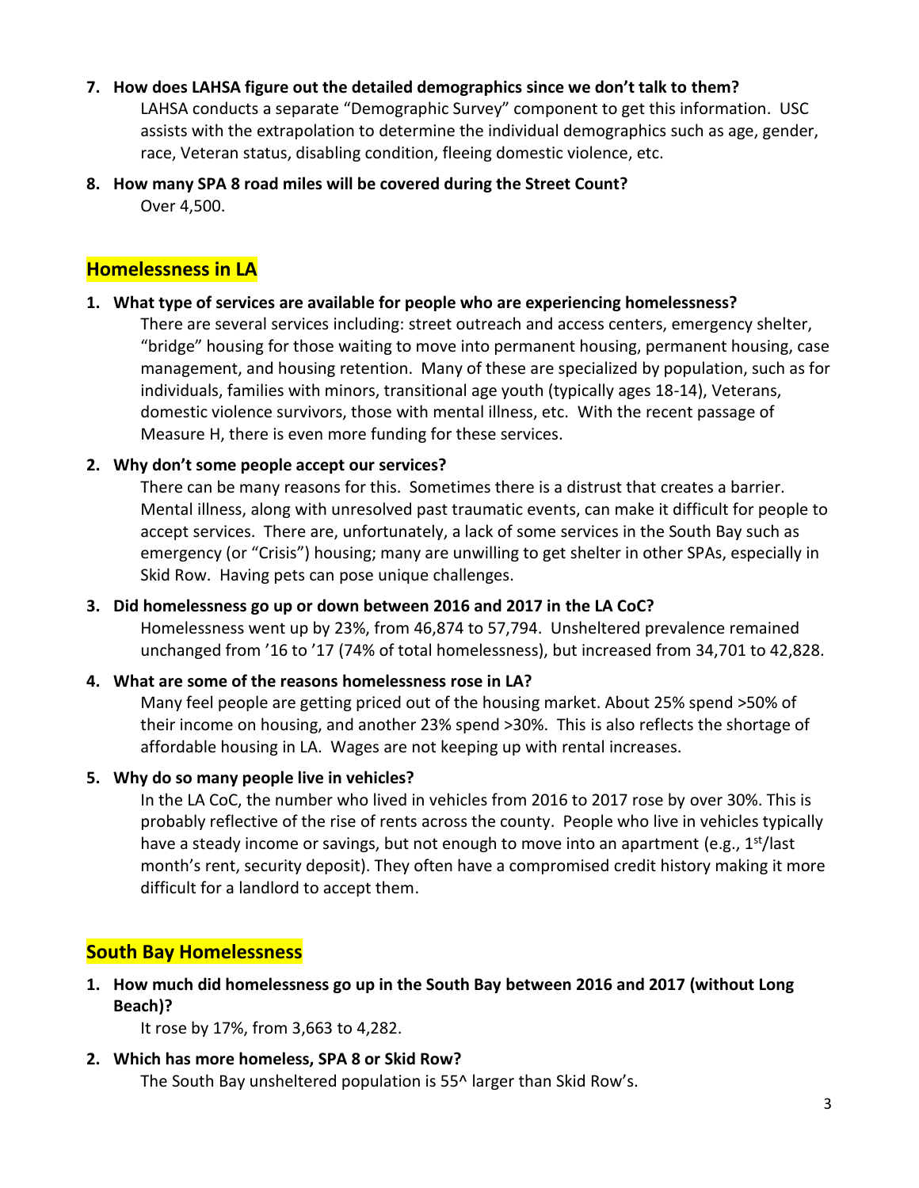7. **How does LAHSA figure out the detailed demographics since we don't talk to them?**
   LAHSA conducts a separate "Demographic Survey" component to get this information. USC assists with the extrapolation to determine the individual demographics such as age, gender, race, Veteran status, disabling condition, fleeing domestic violence, etc.

8. **How many SPA 8 road miles will be covered during the Street Count?**
   Over 4,500.

## Homelessness in LA

1. **What type of services are available for people who are experiencing homelessness?**
   There are several services including: street outreach and access centers, emergency shelter, "bridge" housing for those waiting to move into permanent housing, permanent housing, case management, and housing retention. Many of these are specialized by population, such as for individuals, families with minors, transitional age youth (typically ages 18-14), Veterans, domestic violence survivors, those with mental illness, etc. With the recent passage of Measure H, there is even more funding for these services.

2. **Why don't some people accept our services?**
   There can be many reasons for this. Sometimes there is a distrust that creates a barrier. Mental illness, along with unresolved past traumatic events, can make it difficult for people to accept services. There are, unfortunately, a lack of some services in the South Bay such as emergency (or "Crisis") housing; many are unwilling to get shelter in other SPAs, especially in Skid Row. Having pets can pose unique challenges.

3. **Did homelessness go up or down between 2016 and 2017 in the LA CoC?**
   Homelessness went up by 23%, from 46,874 to 57,794. Unsheltered prevalence remained unchanged from '16 to '17 (74% of total homelessness), but increased from 34,701 to 42,828.

4. **What are some of the reasons homelessness rose in LA?**
   Many feel people are getting priced out of the housing market. About 25% spend >50% of their income on housing, and another 23% spend >30%. This is also reflects the shortage of affordable housing in LA. Wages are not keeping up with rental increases.

5. **Why do so many people live in vehicles?**
   In the LA CoC, the number who lived in vehicles from 2016 to 2017 rose by over 30%. This is probably reflective of the rise of rents across the county. People who live in vehicles typically have a steady income or savings, but not enough to move into an apartment (e.g., 1st/last month's rent, security deposit). They often have a compromised credit history making it more difficult for a landlord to accept them.

## South Bay Homelessness

1. **How much did homelessness go up in the South Bay between 2016 and 2017 (without Long Beach)?**
   It rose by 17%, from 3,663 to 4,282.

2. **Which has more homeless, SPA 8 or Skid Row?**
   The South Bay unsheltered population is 55^ larger than Skid Row's.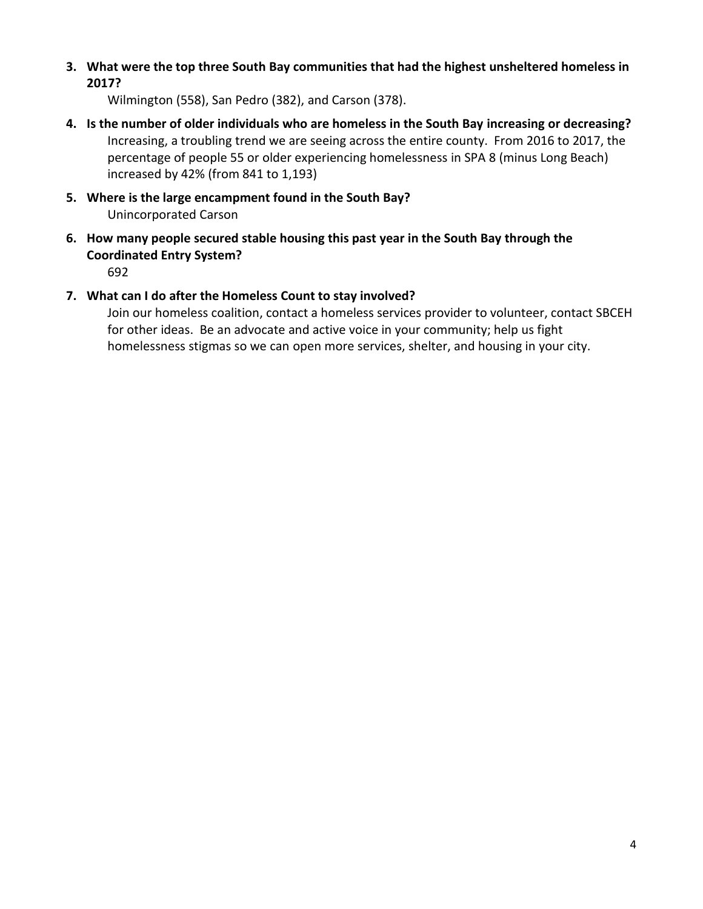3. **What were the top three South Bay communities that had the highest unsheltered homeless in 2017?**

   Wilmington (558), San Pedro (382), and Carson (378).

4. **Is the number of older individuals who are homeless in the South Bay increasing or decreasing?**

   Increasing, a troubling trend we are seeing across the entire county. From 2016 to 2017, the percentage of people 55 or older experiencing homelessness in SPA 8 (minus Long Beach) increased by 42% (from 841 to 1,193)

5. **Where is the large encampment found in the South Bay?**

   Unincorporated Carson

6. **How many people secured stable housing this past year in the South Bay through the Coordinated Entry System?**

   692

7. **What can I do after the Homeless Count to stay involved?**

   Join our homeless coalition, contact a homeless services provider to volunteer, contact SBCEH for other ideas. Be an advocate and active voice in your community; help us fight homelessness stigmas so we can open more services, shelter, and housing in your city.